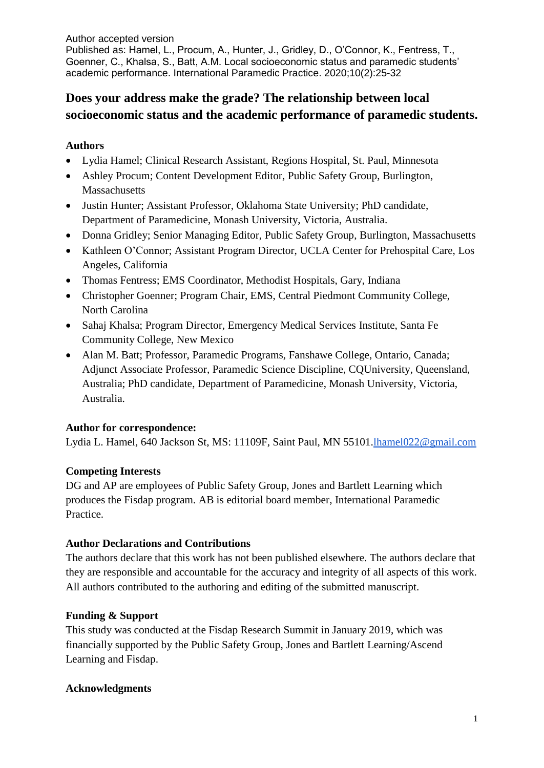Author accepted version
Published as: Hamel, L., Procum, A., Hunter, J., Gridley, D., O'Connor, K., Fentress, T., Goenner, C., Khalsa, S., Batt, A.M. Local socioeconomic status and paramedic students' academic performance. International Paramedic Practice. 2020;10(2):25-32

# Does your address make the grade? The relationship between local socioeconomic status and the academic performance of paramedic students.

## Authors

- Lydia Hamel; Clinical Research Assistant, Regions Hospital, St. Paul, Minnesota
- Ashley Procum; Content Development Editor, Public Safety Group, Burlington, Massachusetts
- Justin Hunter; Assistant Professor, Oklahoma State University; PhD candidate, Department of Paramedicine, Monash University, Victoria, Australia.
- Donna Gridley; Senior Managing Editor, Public Safety Group, Burlington, Massachusetts
- Kathleen O'Connor; Assistant Program Director, UCLA Center for Prehospital Care, Los Angeles, California
- Thomas Fentress; EMS Coordinator, Methodist Hospitals, Gary, Indiana
- Christopher Goenner; Program Chair, EMS, Central Piedmont Community College, North Carolina
- Sahaj Khalsa; Program Director, Emergency Medical Services Institute, Santa Fe Community College, New Mexico
- Alan M. Batt; Professor, Paramedic Programs, Fanshawe College, Ontario, Canada; Adjunct Associate Professor, Paramedic Science Discipline, CQUniversity, Queensland, Australia; PhD candidate, Department of Paramedicine, Monash University, Victoria, Australia.

## Author for correspondence:

Lydia L. Hamel, 640 Jackson St, MS: 11109F, Saint Paul, MN 55101.lhamel022@gmail.com

## Competing Interests

DG and AP are employees of Public Safety Group, Jones and Bartlett Learning which produces the Fisdap program. AB is editorial board member, International Paramedic Practice.

## Author Declarations and Contributions

The authors declare that this work has not been published elsewhere. The authors declare that they are responsible and accountable for the accuracy and integrity of all aspects of this work. All authors contributed to the authoring and editing of the submitted manuscript.

## Funding & Support

This study was conducted at the Fisdap Research Summit in January 2019, which was financially supported by the Public Safety Group, Jones and Bartlett Learning/Ascend Learning and Fisdap.

## Acknowledgments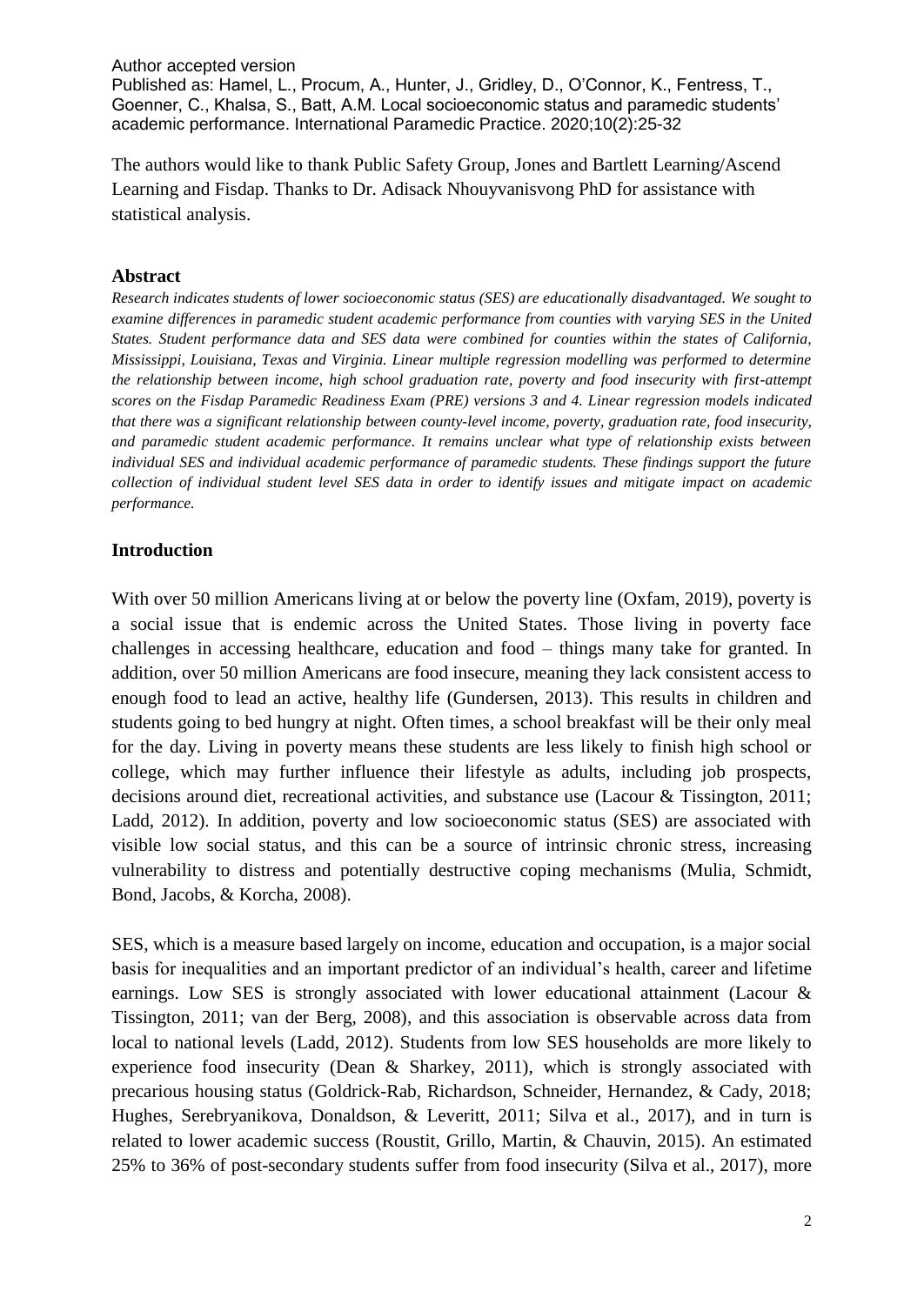Author accepted version

Published as: Hamel, L., Procum, A., Hunter, J., Gridley, D., O'Connor, K., Fentress, T., Goenner, C., Khalsa, S., Batt, A.M. Local socioeconomic status and paramedic students' academic performance. International Paramedic Practice. 2020;10(2):25-32

The authors would like to thank Public Safety Group, Jones and Bartlett Learning/Ascend Learning and Fisdap. Thanks to Dr. Adisack Nhouyvanisvong PhD for assistance with statistical analysis.

## Abstract

*Research indicates students of lower socioeconomic status (SES) are educationally disadvantaged. We sought to examine differences in paramedic student academic performance from counties with varying SES in the United States. Student performance data and SES data were combined for counties within the states of California, Mississippi, Louisiana, Texas and Virginia. Linear multiple regression modelling was performed to determine the relationship between income, high school graduation rate, poverty and food insecurity with first-attempt scores on the Fisdap Paramedic Readiness Exam (PRE) versions 3 and 4. Linear regression models indicated that there was a significant relationship between county-level income, poverty, graduation rate, food insecurity, and paramedic student academic performance. It remains unclear what type of relationship exists between individual SES and individual academic performance of paramedic students. These findings support the future collection of individual student level SES data in order to identify issues and mitigate impact on academic performance.*

## Introduction

With over 50 million Americans living at or below the poverty line (Oxfam, 2019), poverty is a social issue that is endemic across the United States. Those living in poverty face challenges in accessing healthcare, education and food – things many take for granted. In addition, over 50 million Americans are food insecure, meaning they lack consistent access to enough food to lead an active, healthy life (Gundersen, 2013). This results in children and students going to bed hungry at night. Often times, a school breakfast will be their only meal for the day. Living in poverty means these students are less likely to finish high school or college, which may further influence their lifestyle as adults, including job prospects, decisions around diet, recreational activities, and substance use (Lacour & Tissington, 2011; Ladd, 2012). In addition, poverty and low socioeconomic status (SES) are associated with visible low social status, and this can be a source of intrinsic chronic stress, increasing vulnerability to distress and potentially destructive coping mechanisms (Mulia, Schmidt, Bond, Jacobs, & Korcha, 2008).

SES, which is a measure based largely on income, education and occupation, is a major social basis for inequalities and an important predictor of an individual's health, career and lifetime earnings. Low SES is strongly associated with lower educational attainment (Lacour & Tissington, 2011; van der Berg, 2008), and this association is observable across data from local to national levels (Ladd, 2012). Students from low SES households are more likely to experience food insecurity (Dean & Sharkey, 2011), which is strongly associated with precarious housing status (Goldrick-Rab, Richardson, Schneider, Hernandez, & Cady, 2018; Hughes, Serebryanikova, Donaldson, & Leveritt, 2011; Silva et al., 2017), and in turn is related to lower academic success (Roustit, Grillo, Martin, & Chauvin, 2015). An estimated 25% to 36% of post-secondary students suffer from food insecurity (Silva et al., 2017), more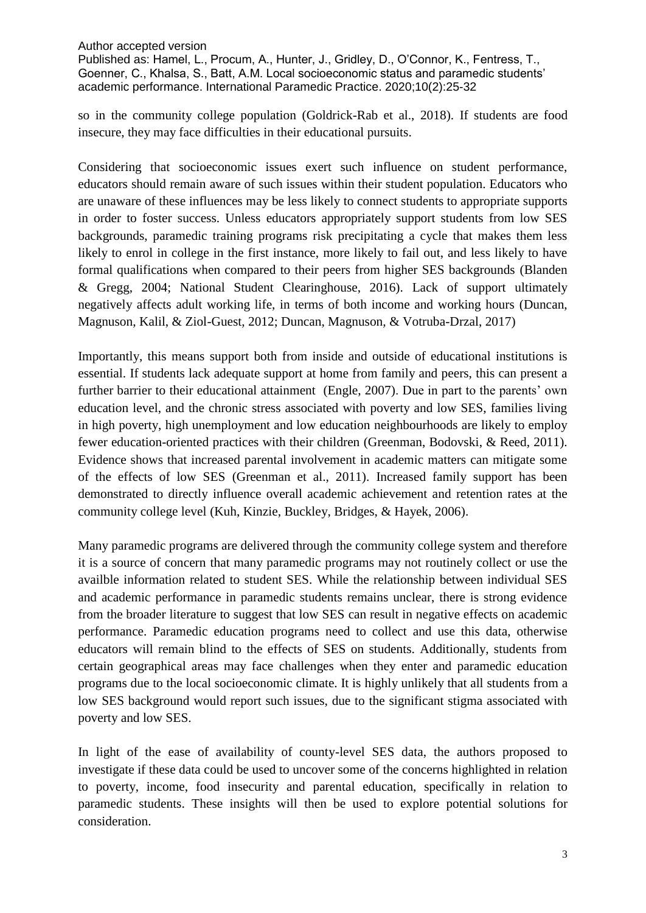so in the community college population (Goldrick-Rab et al., 2018). If students are food insecure, they may face difficulties in their educational pursuits.

Considering that socioeconomic issues exert such influence on student performance, educators should remain aware of such issues within their student population. Educators who are unaware of these influences may be less likely to connect students to appropriate supports in order to foster success. Unless educators appropriately support students from low SES backgrounds, paramedic training programs risk precipitating a cycle that makes them less likely to enrol in college in the first instance, more likely to fail out, and less likely to have formal qualifications when compared to their peers from higher SES backgrounds (Blanden & Gregg, 2004; National Student Clearinghouse, 2016). Lack of support ultimately negatively affects adult working life, in terms of both income and working hours (Duncan, Magnuson, Kalil, & Ziol-Guest, 2012; Duncan, Magnuson, & Votruba-Drzal, 2017)

Importantly, this means support both from inside and outside of educational institutions is essential. If students lack adequate support at home from family and peers, this can present a further barrier to their educational attainment (Engle, 2007). Due in part to the parents' own education level, and the chronic stress associated with poverty and low SES, families living in high poverty, high unemployment and low education neighbourhoods are likely to employ fewer education-oriented practices with their children (Greenman, Bodovski, & Reed, 2011). Evidence shows that increased parental involvement in academic matters can mitigate some of the effects of low SES (Greenman et al., 2011). Increased family support has been demonstrated to directly influence overall academic achievement and retention rates at the community college level (Kuh, Kinzie, Buckley, Bridges, & Hayek, 2006).

Many paramedic programs are delivered through the community college system and therefore it is a source of concern that many paramedic programs may not routinely collect or use the availble information related to student SES. While the relationship between individual SES and academic performance in paramedic students remains unclear, there is strong evidence from the broader literature to suggest that low SES can result in negative effects on academic performance. Paramedic education programs need to collect and use this data, otherwise educators will remain blind to the effects of SES on students. Additionally, students from certain geographical areas may face challenges when they enter and paramedic education programs due to the local socioeconomic climate. It is highly unlikely that all students from a low SES background would report such issues, due to the significant stigma associated with poverty and low SES.

In light of the ease of availability of county-level SES data, the authors proposed to investigate if these data could be used to uncover some of the concerns highlighted in relation to poverty, income, food insecurity and parental education, specifically in relation to paramedic students. These insights will then be used to explore potential solutions for consideration.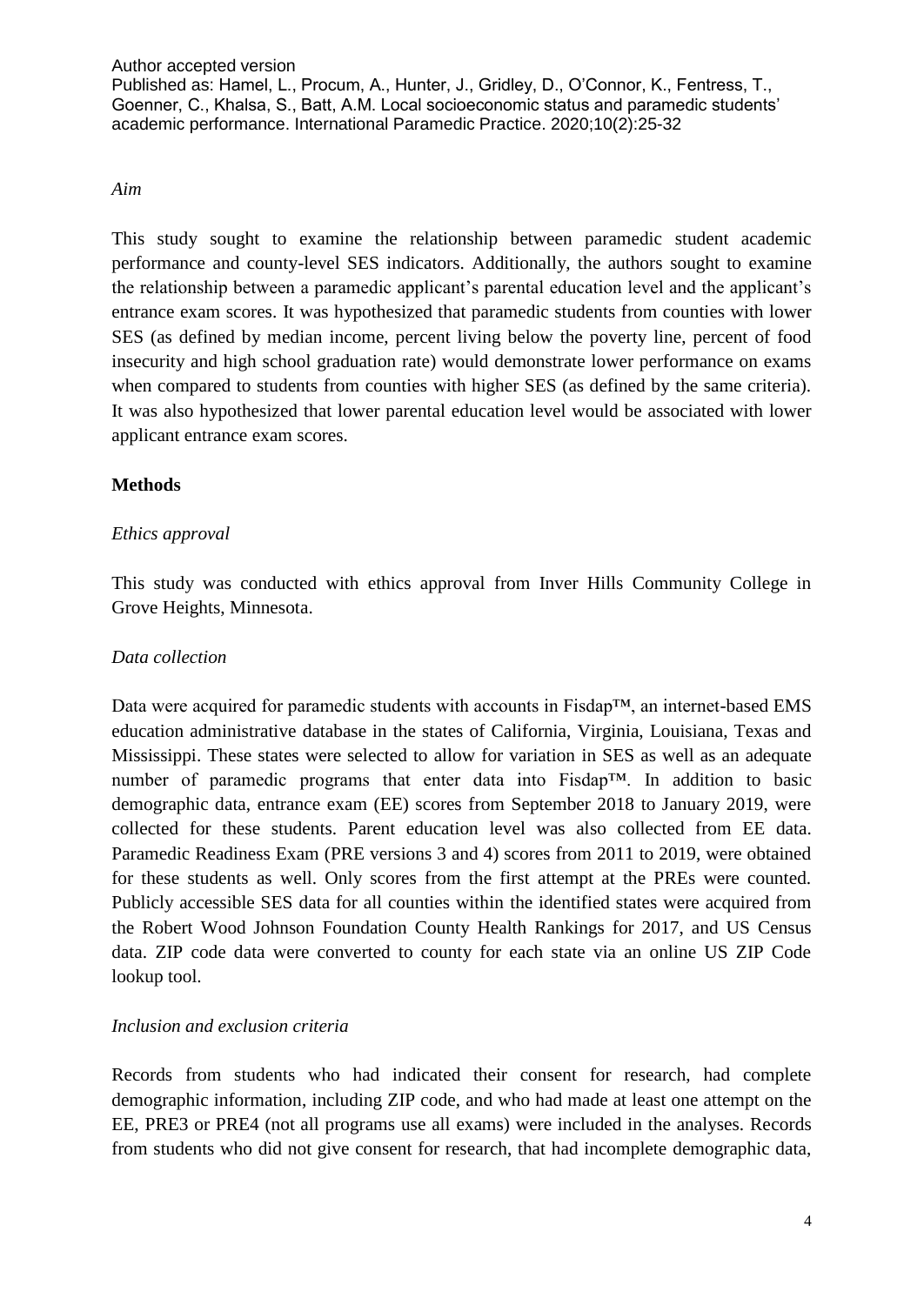*Aim*

This study sought to examine the relationship between paramedic student academic performance and county-level SES indicators. Additionally, the authors sought to examine the relationship between a paramedic applicant's parental education level and the applicant's entrance exam scores. It was hypothesized that paramedic students from counties with lower SES (as defined by median income, percent living below the poverty line, percent of food insecurity and high school graduation rate) would demonstrate lower performance on exams when compared to students from counties with higher SES (as defined by the same criteria). It was also hypothesized that lower parental education level would be associated with lower applicant entrance exam scores.

## Methods

*Ethics approval*

This study was conducted with ethics approval from Inver Hills Community College in Grove Heights, Minnesota.

*Data collection*

Data were acquired for paramedic students with accounts in Fisdap™, an internet-based EMS education administrative database in the states of California, Virginia, Louisiana, Texas and Mississippi. These states were selected to allow for variation in SES as well as an adequate number of paramedic programs that enter data into Fisdap™. In addition to basic demographic data, entrance exam (EE) scores from September 2018 to January 2019, were collected for these students. Parent education level was also collected from EE data. Paramedic Readiness Exam (PRE versions 3 and 4) scores from 2011 to 2019, were obtained for these students as well. Only scores from the first attempt at the PREs were counted. Publicly accessible SES data for all counties within the identified states were acquired from the Robert Wood Johnson Foundation County Health Rankings for 2017, and US Census data. ZIP code data were converted to county for each state via an online US ZIP Code lookup tool.

*Inclusion and exclusion criteria*

Records from students who had indicated their consent for research, had complete demographic information, including ZIP code, and who had made at least one attempt on the EE, PRE3 or PRE4 (not all programs use all exams) were included in the analyses. Records from students who did not give consent for research, that had incomplete demographic data,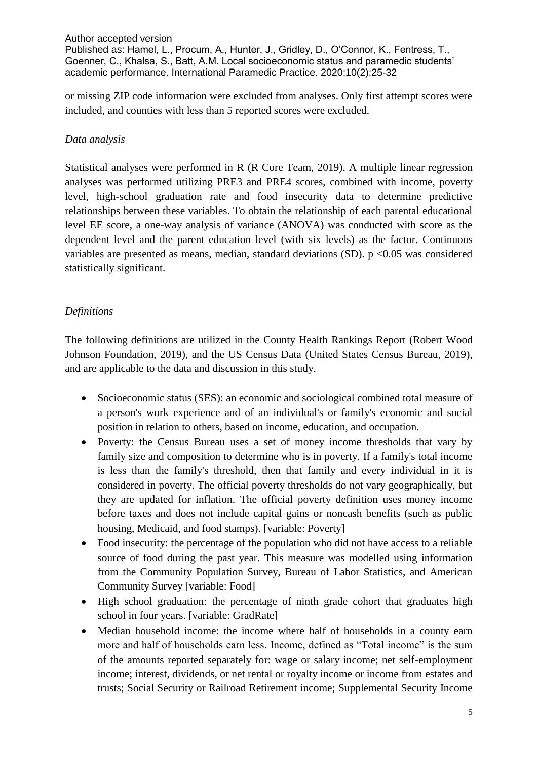or missing ZIP code information were excluded from analyses. Only first attempt scores were included, and counties with less than 5 reported scores were excluded.

*Data analysis*

Statistical analyses were performed in R (R Core Team, 2019). A multiple linear regression analyses was performed utilizing PRE3 and PRE4 scores, combined with income, poverty level, high-school graduation rate and food insecurity data to determine predictive relationships between these variables. To obtain the relationship of each parental educational level EE score, a one-way analysis of variance (ANOVA) was conducted with score as the dependent level and the parent education level (with six levels) as the factor. Continuous variables are presented as means, median, standard deviations (SD). $p < 0.05$ was considered statistically significant.

*Definitions*

The following definitions are utilized in the County Health Rankings Report (Robert Wood Johnson Foundation, 2019), and the US Census Data (United States Census Bureau, 2019), and are applicable to the data and discussion in this study.

- Socioeconomic status (SES): an economic and sociological combined total measure of a person's work experience and of an individual's or family's economic and social position in relation to others, based on income, education, and occupation.
- Poverty: the Census Bureau uses a set of money income thresholds that vary by family size and composition to determine who is in poverty. If a family's total income is less than the family's threshold, then that family and every individual in it is considered in poverty. The official poverty thresholds do not vary geographically, but they are updated for inflation. The official poverty definition uses money income before taxes and does not include capital gains or noncash benefits (such as public housing, Medicaid, and food stamps). [variable: Poverty]
- Food insecurity: the percentage of the population who did not have access to a reliable source of food during the past year. This measure was modelled using information from the Community Population Survey, Bureau of Labor Statistics, and American Community Survey [variable: Food]
- High school graduation: the percentage of ninth grade cohort that graduates high school in four years. [variable: GradRate]
- Median household income: the income where half of households in a county earn more and half of households earn less. Income, defined as "Total income" is the sum of the amounts reported separately for: wage or salary income; net self-employment income; interest, dividends, or net rental or royalty income or income from estates and trusts; Social Security or Railroad Retirement income; Supplemental Security Income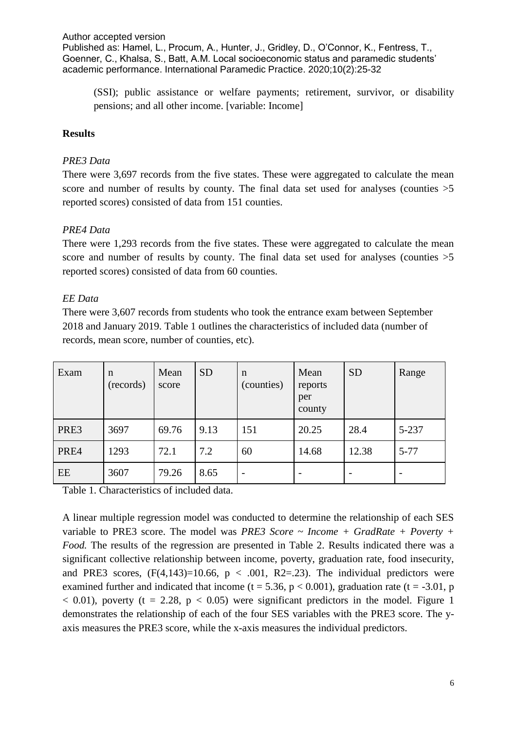(SSI); public assistance or welfare payments; retirement, survivor, or disability pensions; and all other income. [variable: Income]

## Results

### *PRE3 Data*

There were 3,697 records from the five states. These were aggregated to calculate the mean score and number of results by county. The final data set used for analyses (counties >5 reported scores) consisted of data from 151 counties.

### *PRE4 Data*

There were 1,293 records from the five states. These were aggregated to calculate the mean score and number of results by county. The final data set used for analyses (counties >5 reported scores) consisted of data from 60 counties.

### *EE Data*

There were 3,607 records from students who took the entrance exam between September 2018 and January 2019. Table 1 outlines the characteristics of included data (number of records, mean score, number of counties, etc).

| Exam | n (records) | Mean score | SD | n (counties) | Mean reports per county | SD | Range |
|---|---|---|---|---|---|---|---|
| PRE3 | 3697 | 69.76 | 9.13 | 151 | 20.25 | 28.4 | 5-237 |
| PRE4 | 1293 | 72.1 | 7.2 | 60 | 14.68 | 12.38 | 5-77 |
| EE | 3607 | 79.26 | 8.65 | - | - | - | - |

Table 1. Characteristics of included data.

A linear multiple regression model was conducted to determine the relationship of each SES variable to PRE3 score. The model was *PRE3 Score ~ Income + GradRate + Poverty + Food.* The results of the regression are presented in Table 2. Results indicated there was a significant collective relationship between income, poverty, graduation rate, food insecurity, and PRE3 scores, ($F(4,143)=10.66$, $p < .001$, $R2=.23$). The individual predictors were examined further and indicated that income ($t = 5.36$, $p < 0.001$), graduation rate ($t = -3.01$, $p < 0.01$), poverty ($t = 2.28$, $p < 0.05$) were significant predictors in the model. Figure 1 demonstrates the relationship of each of the four SES variables with the PRE3 score. The y-axis measures the PRE3 score, while the x-axis measures the individual predictors.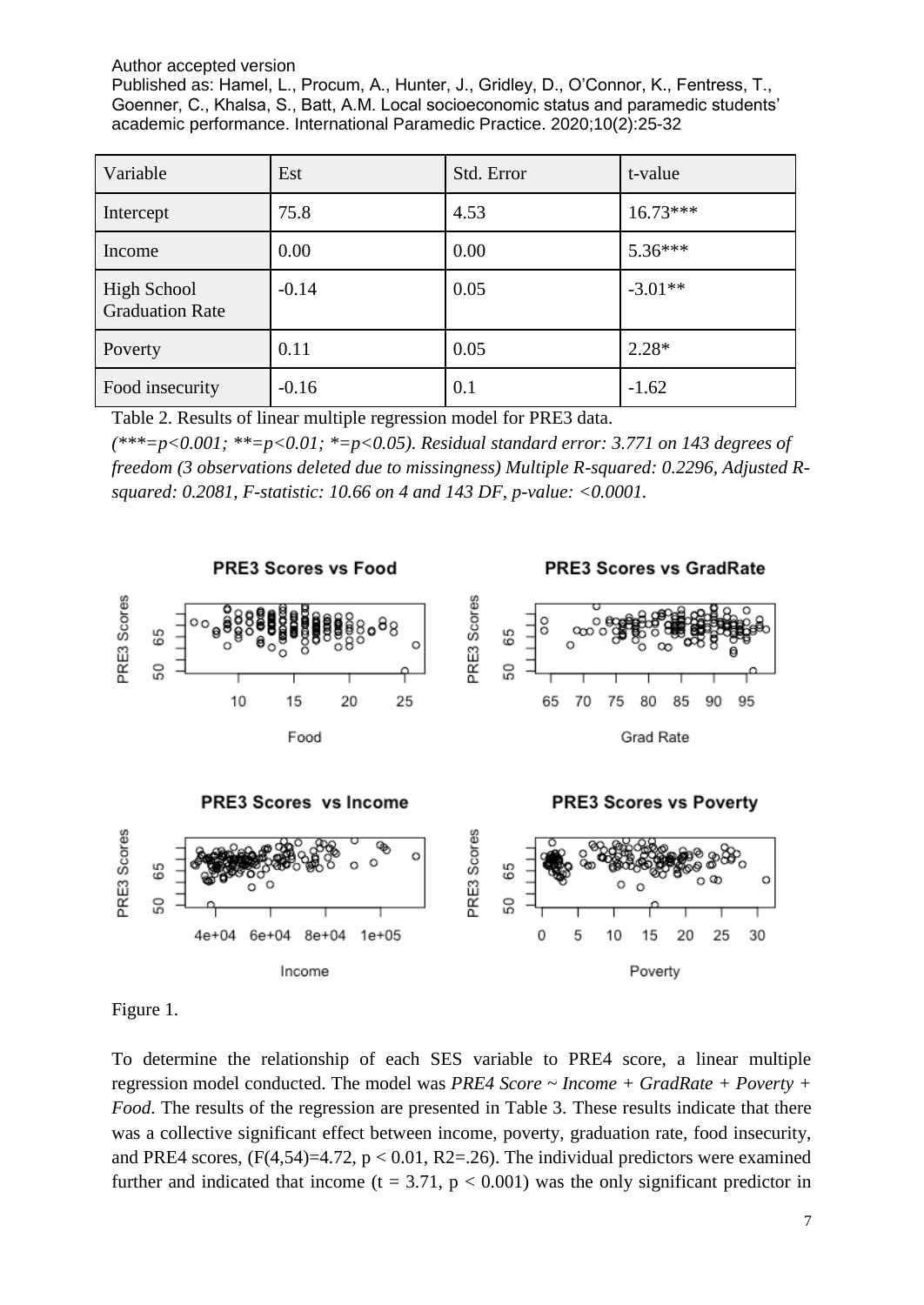| Variable | Est | Std. Error | t-value |
|---|---|---|---|
| Intercept | 75.8 | 4.53 | 16.73*** |
| Income | 0.00 | 0.00 | 5.36*** |
| High School Graduation Rate | -0.14 | 0.05 | -3.01** |
| Poverty | 0.11 | 0.05 | 2.28* |
| Food insecurity | -0.16 | 0.1 | -1.62 |

Table 2. Results of linear multiple regression model for PRE3 data.

*(***=p<0.001; **=p<0.01; *=p<0.05). Residual standard error: 3.771 on 143 degrees of freedom (3 observations deleted due to missingness) Multiple R-squared: 0.2296, Adjusted R-squared: 0.2081, F-statistic: 10.66 on 4 and 143 DF, p-value: <0.0001.*

Figure 1.

To determine the relationship of each SES variable to PRE4 score, a linear multiple regression model conducted. The model was *PRE4 Score ~ Income + GradRate + Poverty + Food*. The results of the regression are presented in Table 3. These results indicate that there was a collective significant effect between income, poverty, graduation rate, food insecurity, and PRE4 scores, ($F(4,54)=4.72$, $p < 0.01$, $R^2=.26$). The individual predictors were examined further and indicated that income ($t = 3.71$, $p < 0.001$) was the only significant predictor in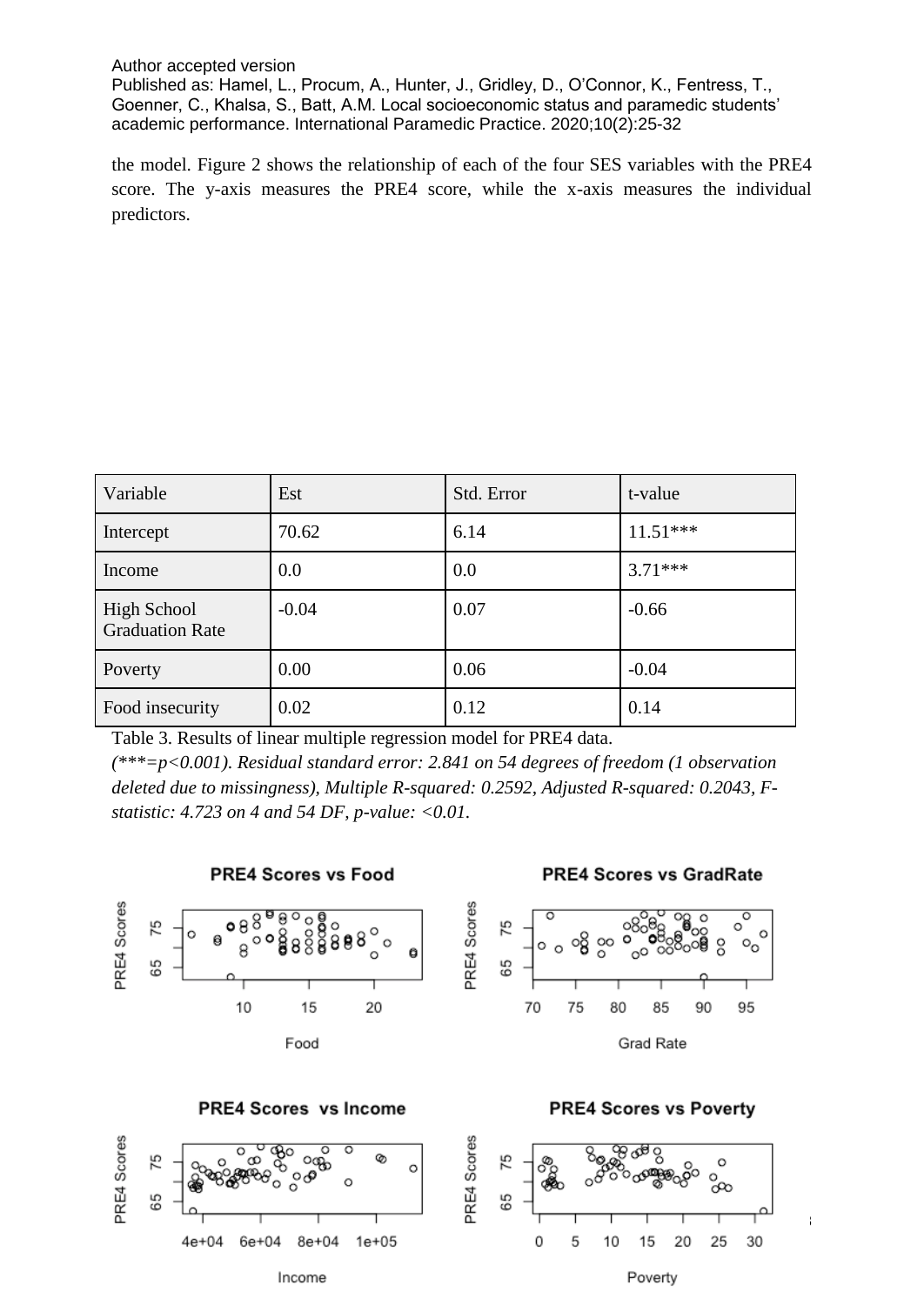the model. Figure 2 shows the relationship of each of the four SES variables with the PRE4 score. The y-axis measures the PRE4 score, while the x-axis measures the individual predictors.

| Variable | Est | Std. Error | t-value |
|---|---|---|---|
| Intercept | 70.62 | 6.14 | 11.51*** |
| Income | 0.0 | 0.0 | 3.71*** |
| High School Graduation Rate | -0.04 | 0.07 | -0.66 |
| Poverty | 0.00 | 0.06 | -0.04 |
| Food insecurity | 0.02 | 0.12 | 0.14 |

Table 3. Results of linear multiple regression model for PRE4 data.
*(***=p<0.001). Residual standard error: 2.841 on 54 degrees of freedom (1 observation deleted due to missingness), Multiple R-squared: 0.2592, Adjusted R-squared: 0.2043, F-statistic: 4.723 on 4 and 54 DF, p-value: <0.01.*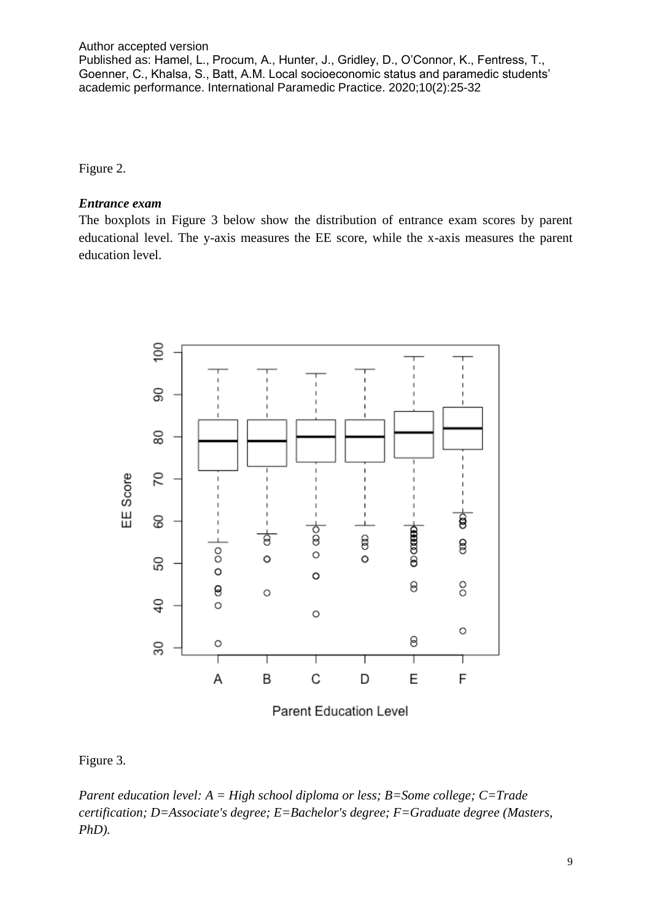Figure 2.

### *Entrance exam*

The boxplots in Figure 3 below show the distribution of entrance exam scores by parent educational level. The y-axis measures the EE score, while the x-axis measures the parent education level.

Figure 3.

*Parent education level: A = High school diploma or less; B=Some college; C=Trade certification; D=Associate's degree; E=Bachelor's degree; F=Graduate degree (Masters, PhD).*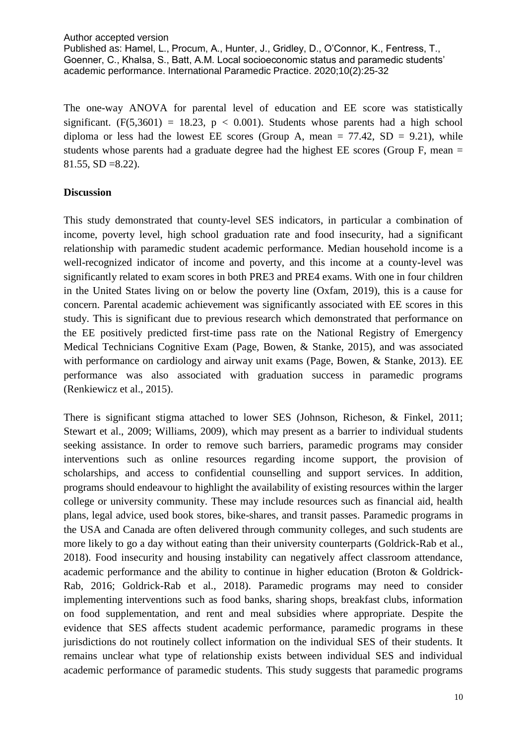The one-way ANOVA for parental level of education and EE score was statistically significant. ($F(5,3601) = 18.23$, $p < 0.001$). Students whose parents had a high school diploma or less had the lowest EE scores (Group A, mean = 77.42, SD = 9.21), while students whose parents had a graduate degree had the highest EE scores (Group F, mean = 81.55, SD =8.22).

**Discussion**

This study demonstrated that county-level SES indicators, in particular a combination of income, poverty level, high school graduation rate and food insecurity, had a significant relationship with paramedic student academic performance. Median household income is a well-recognized indicator of income and poverty, and this income at a county-level was significantly related to exam scores in both PRE3 and PRE4 exams. With one in four children in the United States living on or below the poverty line (Oxfam, 2019), this is a cause for concern. Parental academic achievement was significantly associated with EE scores in this study. This is significant due to previous research which demonstrated that performance on the EE positively predicted first-time pass rate on the National Registry of Emergency Medical Technicians Cognitive Exam (Page, Bowen, & Stanke, 2015), and was associated with performance on cardiology and airway unit exams (Page, Bowen, & Stanke, 2013). EE performance was also associated with graduation success in paramedic programs (Renkiewicz et al., 2015).

There is significant stigma attached to lower SES (Johnson, Richeson, & Finkel, 2011; Stewart et al., 2009; Williams, 2009), which may present as a barrier to individual students seeking assistance. In order to remove such barriers, paramedic programs may consider interventions such as online resources regarding income support, the provision of scholarships, and access to confidential counselling and support services. In addition, programs should endeavour to highlight the availability of existing resources within the larger college or university community. These may include resources such as financial aid, health plans, legal advice, used book stores, bike-shares, and transit passes. Paramedic programs in the USA and Canada are often delivered through community colleges, and such students are more likely to go a day without eating than their university counterparts (Goldrick-Rab et al., 2018). Food insecurity and housing instability can negatively affect classroom attendance, academic performance and the ability to continue in higher education (Broton & Goldrick-Rab, 2016; Goldrick-Rab et al., 2018). Paramedic programs may need to consider implementing interventions such as food banks, sharing shops, breakfast clubs, information on food supplementation, and rent and meal subsidies where appropriate. Despite the evidence that SES affects student academic performance, paramedic programs in these jurisdictions do not routinely collect information on the individual SES of their students. It remains unclear what type of relationship exists between individual SES and individual academic performance of paramedic students. This study suggests that paramedic programs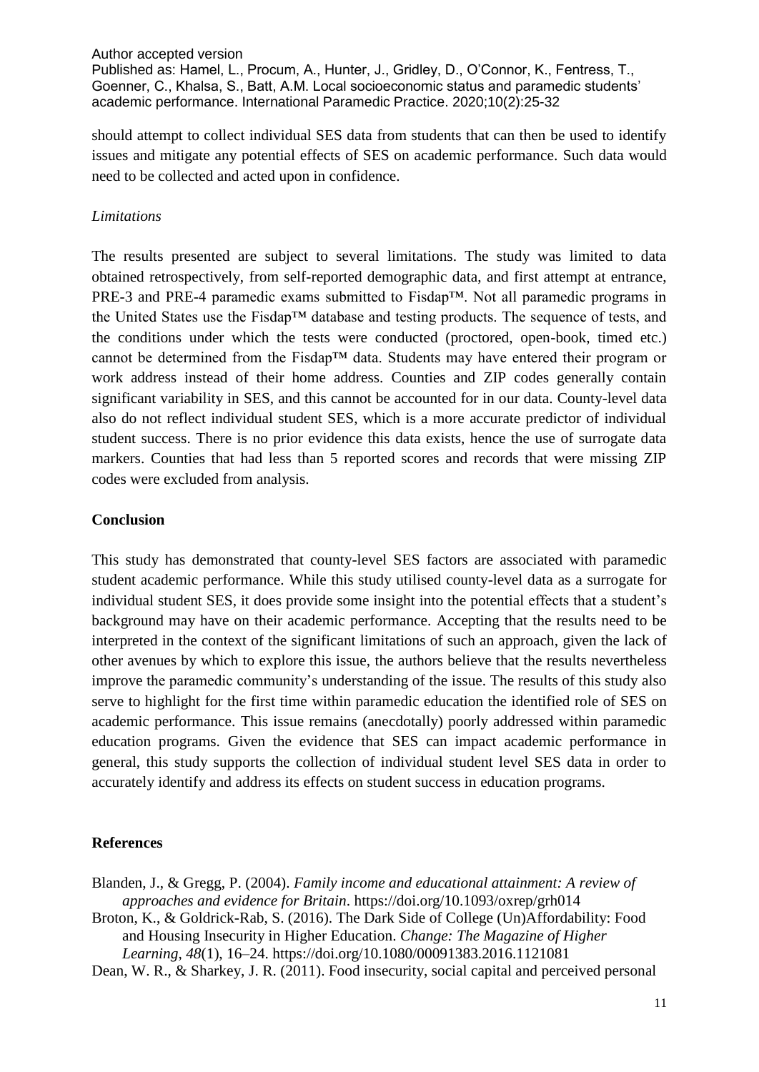should attempt to collect individual SES data from students that can then be used to identify issues and mitigate any potential effects of SES on academic performance. Such data would need to be collected and acted upon in confidence.

*Limitations*

The results presented are subject to several limitations. The study was limited to data obtained retrospectively, from self-reported demographic data, and first attempt at entrance, PRE-3 and PRE-4 paramedic exams submitted to Fisdap™. Not all paramedic programs in the United States use the Fisdap™ database and testing products. The sequence of tests, and the conditions under which the tests were conducted (proctored, open-book, timed etc.) cannot be determined from the Fisdap™ data. Students may have entered their program or work address instead of their home address. Counties and ZIP codes generally contain significant variability in SES, and this cannot be accounted for in our data. County-level data also do not reflect individual student SES, which is a more accurate predictor of individual student success. There is no prior evidence this data exists, hence the use of surrogate data markers. Counties that had less than 5 reported scores and records that were missing ZIP codes were excluded from analysis.

## Conclusion

This study has demonstrated that county-level SES factors are associated with paramedic student academic performance. While this study utilised county-level data as a surrogate for individual student SES, it does provide some insight into the potential effects that a student's background may have on their academic performance. Accepting that the results need to be interpreted in the context of the significant limitations of such an approach, given the lack of other avenues by which to explore this issue, the authors believe that the results nevertheless improve the paramedic community's understanding of the issue. The results of this study also serve to highlight for the first time within paramedic education the identified role of SES on academic performance. This issue remains (anecdotally) poorly addressed within paramedic education programs. Given the evidence that SES can impact academic performance in general, this study supports the collection of individual student level SES data in order to accurately identify and address its effects on student success in education programs.

## References

Blanden, J., & Gregg, P. (2004). *Family income and educational attainment: A review of approaches and evidence for Britain*. https://doi.org/10.1093/oxrep/grh014

Broton, K., & Goldrick-Rab, S. (2016). The Dark Side of College (Un)Affordability: Food and Housing Insecurity in Higher Education. *Change: The Magazine of Higher Learning*, *48*(1), 16–24. https://doi.org/10.1080/00091383.2016.1121081

Dean, W. R., & Sharkey, J. R. (2011). Food insecurity, social capital and perceived personal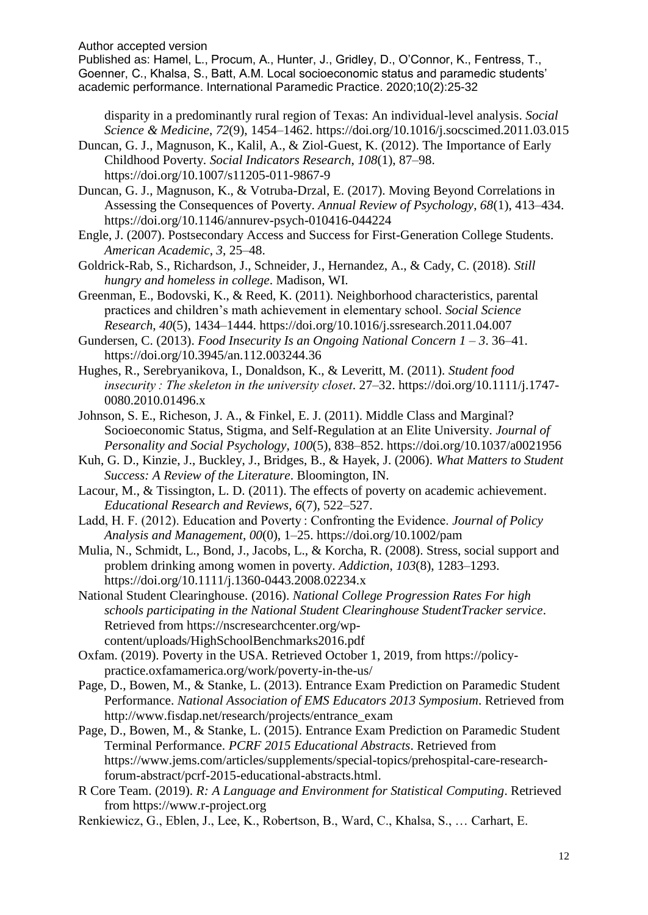disparity in a predominantly rural region of Texas: An individual-level analysis. *Social Science & Medicine*, *72*(9), 1454–1462. https://doi.org/10.1016/j.socscimed.2011.03.015

Duncan, G. J., Magnuson, K., Kalil, A., & Ziol-Guest, K. (2012). The Importance of Early Childhood Poverty. *Social Indicators Research*, *108*(1), 87–98. https://doi.org/10.1007/s11205-011-9867-9

Duncan, G. J., Magnuson, K., & Votruba-Drzal, E. (2017). Moving Beyond Correlations in Assessing the Consequences of Poverty. *Annual Review of Psychology*, *68*(1), 413–434. https://doi.org/10.1146/annurev-psych-010416-044224

Engle, J. (2007). Postsecondary Access and Success for First-Generation College Students. *American Academic*, *3*, 25–48.

Goldrick-Rab, S., Richardson, J., Schneider, J., Hernandez, A., & Cady, C. (2018). *Still hungry and homeless in college*. Madison, WI.

Greenman, E., Bodovski, K., & Reed, K. (2011). Neighborhood characteristics, parental practices and children's math achievement in elementary school. *Social Science Research*, *40*(5), 1434–1444. https://doi.org/10.1016/j.ssresearch.2011.04.007

Gundersen, C. (2013). *Food Insecurity Is an Ongoing National Concern 1 – 3*. 36–41. https://doi.org/10.3945/an.112.003244.36

Hughes, R., Serebryanikova, I., Donaldson, K., & Leveritt, M. (2011). *Student food insecurity : The skeleton in the university closet*. 27–32. https://doi.org/10.1111/j.1747-0080.2010.01496.x

Johnson, S. E., Richeson, J. A., & Finkel, E. J. (2011). Middle Class and Marginal? Socioeconomic Status, Stigma, and Self-Regulation at an Elite University. *Journal of Personality and Social Psychology*, *100*(5), 838–852. https://doi.org/10.1037/a0021956

Kuh, G. D., Kinzie, J., Buckley, J., Bridges, B., & Hayek, J. (2006). *What Matters to Student Success: A Review of the Literature*. Bloomington, IN.

Lacour, M., & Tissington, L. D. (2011). The effects of poverty on academic achievement. *Educational Research and Reviews*, *6*(7), 522–527.

Ladd, H. F. (2012). Education and Poverty : Confronting the Evidence. *Journal of Policy Analysis and Management*, *00*(0), 1–25. https://doi.org/10.1002/pam

Mulia, N., Schmidt, L., Bond, J., Jacobs, L., & Korcha, R. (2008). Stress, social support and problem drinking among women in poverty. *Addiction*, *103*(8), 1283–1293. https://doi.org/10.1111/j.1360-0443.2008.02234.x

National Student Clearinghouse. (2016). *National College Progression Rates For high schools participating in the National Student Clearinghouse StudentTracker service*. Retrieved from https://nscresearchcenter.org/wp-content/uploads/HighSchoolBenchmarks2016.pdf

Oxfam. (2019). Poverty in the USA. Retrieved October 1, 2019, from https://policy-practice.oxfamamerica.org/work/poverty-in-the-us/

Page, D., Bowen, M., & Stanke, L. (2013). Entrance Exam Prediction on Paramedic Student Performance. *National Association of EMS Educators 2013 Symposium*. Retrieved from http://www.fisdap.net/research/projects/entrance_exam

Page, D., Bowen, M., & Stanke, L. (2015). Entrance Exam Prediction on Paramedic Student Terminal Performance. *PCRF 2015 Educational Abstracts*. Retrieved from https://www.jems.com/articles/supplements/special-topics/prehospital-care-research-forum-abstract/pcrf-2015-educational-abstracts.html.

R Core Team. (2019). *R: A Language and Environment for Statistical Computing*. Retrieved from https://www.r-project.org

Renkiewicz, G., Eblen, J., Lee, K., Robertson, B., Ward, C., Khalsa, S., … Carhart, E.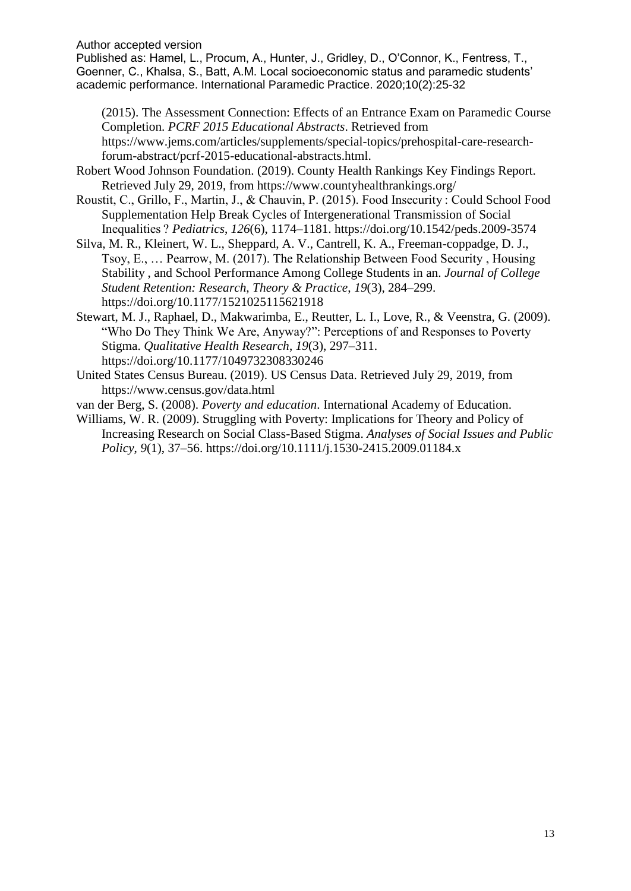(2015). The Assessment Connection: Effects of an Entrance Exam on Paramedic Course Completion. *PCRF 2015 Educational Abstracts*. Retrieved from https://www.jems.com/articles/supplements/special-topics/prehospital-care-research-forum-abstract/pcrf-2015-educational-abstracts.html.

Robert Wood Johnson Foundation. (2019). County Health Rankings Key Findings Report. Retrieved July 29, 2019, from https://www.countyhealthrankings.org/

Roustit, C., Grillo, F., Martin, J., & Chauvin, P. (2015). Food Insecurity : Could School Food Supplementation Help Break Cycles of Intergenerational Transmission of Social Inequalities ? *Pediatrics*, *126*(6), 1174–1181. https://doi.org/10.1542/peds.2009-3574

Silva, M. R., Kleinert, W. L., Sheppard, A. V., Cantrell, K. A., Freeman-coppadge, D. J., Tsoy, E., … Pearrow, M. (2017). The Relationship Between Food Security , Housing Stability , and School Performance Among College Students in an. *Journal of College Student Retention: Research, Theory & Practice*, *19*(3), 284–299. https://doi.org/10.1177/1521025115621918

Stewart, M. J., Raphael, D., Makwarimba, E., Reutter, L. I., Love, R., & Veenstra, G. (2009). "Who Do They Think We Are, Anyway?": Perceptions of and Responses to Poverty Stigma. *Qualitative Health Research*, *19*(3), 297–311. https://doi.org/10.1177/1049732308330246

United States Census Bureau. (2019). US Census Data. Retrieved July 29, 2019, from https://www.census.gov/data.html

van der Berg, S. (2008). *Poverty and education*. International Academy of Education.

Williams, W. R. (2009). Struggling with Poverty: Implications for Theory and Policy of Increasing Research on Social Class-Based Stigma. *Analyses of Social Issues and Public Policy*, *9*(1), 37–56. https://doi.org/10.1111/j.1530-2415.2009.01184.x